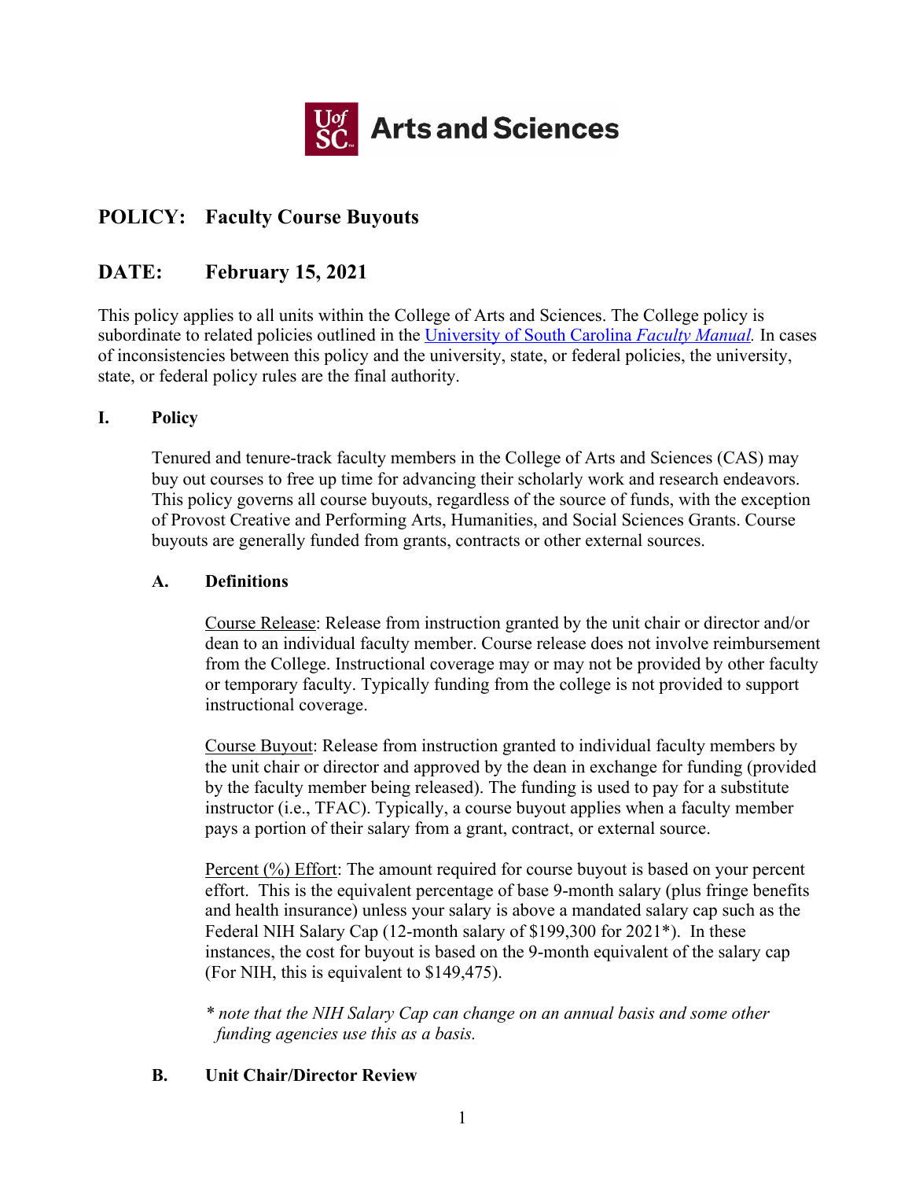UofSC Arts and Sciences

# POLICY: Faculty Course Buyouts

## DATE: February 15, 2021

This policy applies to all units within the College of Arts and Sciences. The College policy is subordinate to related policies outlined in the University of South Carolina *Faculty Manual.* In cases of inconsistencies between this policy and the university, state, or federal policies, the university, state, or federal policy rules are the final authority.

### I. Policy

Tenured and tenure-track faculty members in the College of Arts and Sciences (CAS) may buy out courses to free up time for advancing their scholarly work and research endeavors. This policy governs all course buyouts, regardless of the source of funds, with the exception of Provost Creative and Performing Arts, Humanities, and Social Sciences Grants. Course buyouts are generally funded from grants, contracts or other external sources.

#### A. Definitions

Course Release: Release from instruction granted by the unit chair or director and/or dean to an individual faculty member. Course release does not involve reimbursement from the College. Instructional coverage may or may not be provided by other faculty or temporary faculty. Typically funding from the college is not provided to support instructional coverage.

Course Buyout: Release from instruction granted to individual faculty members by the unit chair or director and approved by the dean in exchange for funding (provided by the faculty member being released). The funding is used to pay for a substitute instructor (i.e., TFAC). Typically, a course buyout applies when a faculty member pays a portion of their salary from a grant, contract, or external source.

Percent (%) Effort: The amount required for course buyout is based on your percent effort. This is the equivalent percentage of base 9-month salary (plus fringe benefits and health insurance) unless your salary is above a mandated salary cap such as the Federal NIH Salary Cap (12-month salary of $199,300 for 2021*). In these instances, the cost for buyout is based on the 9-month equivalent of the salary cap (For NIH, this is equivalent to $149,475).

*\* note that the NIH Salary Cap can change on an annual basis and some other funding agencies use this as a basis.*

#### B. Unit Chair/Director Review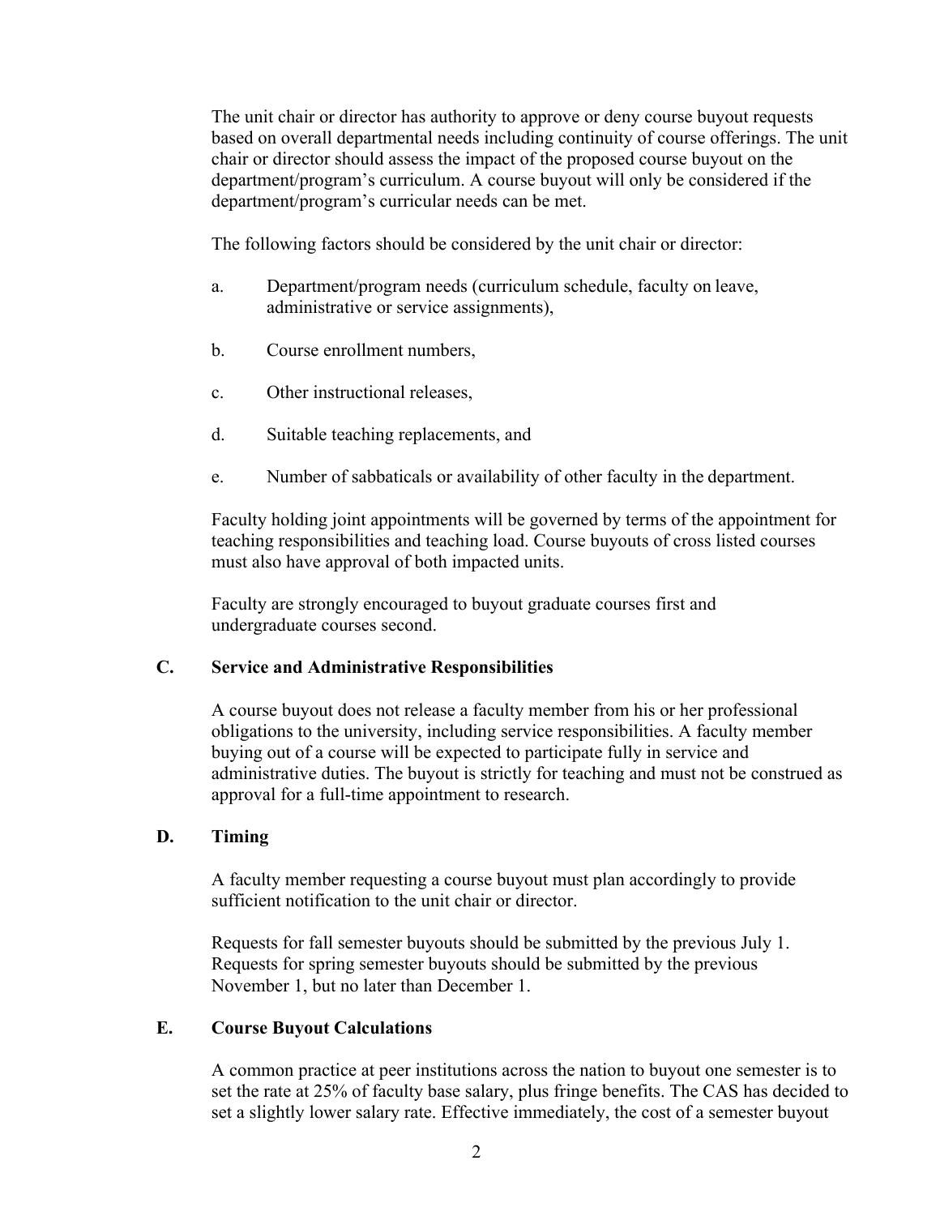The unit chair or director has authority to approve or deny course buyout requests based on overall departmental needs including continuity of course offerings. The unit chair or director should assess the impact of the proposed course buyout on the department/program's curriculum. A course buyout will only be considered if the department/program's curricular needs can be met.

The following factors should be considered by the unit chair or director:

a. Department/program needs (curriculum schedule, faculty on leave, administrative or service assignments),

b. Course enrollment numbers,

c. Other instructional releases,

d. Suitable teaching replacements, and

e. Number of sabbaticals or availability of other faculty in the department.

Faculty holding joint appointments will be governed by terms of the appointment for teaching responsibilities and teaching load. Course buyouts of cross listed courses must also have approval of both impacted units.

Faculty are strongly encouraged to buyout graduate courses first and undergraduate courses second.

## C. Service and Administrative Responsibilities

A course buyout does not release a faculty member from his or her professional obligations to the university, including service responsibilities. A faculty member buying out of a course will be expected to participate fully in service and administrative duties. The buyout is strictly for teaching and must not be construed as approval for a full-time appointment to research.

## D. Timing

A faculty member requesting a course buyout must plan accordingly to provide sufficient notification to the unit chair or director.

Requests for fall semester buyouts should be submitted by the previous July 1. Requests for spring semester buyouts should be submitted by the previous November 1, but no later than December 1.

## E. Course Buyout Calculations

A common practice at peer institutions across the nation to buyout one semester is to set the rate at 25% of faculty base salary, plus fringe benefits. The CAS has decided to set a slightly lower salary rate. Effective immediately, the cost of a semester buyout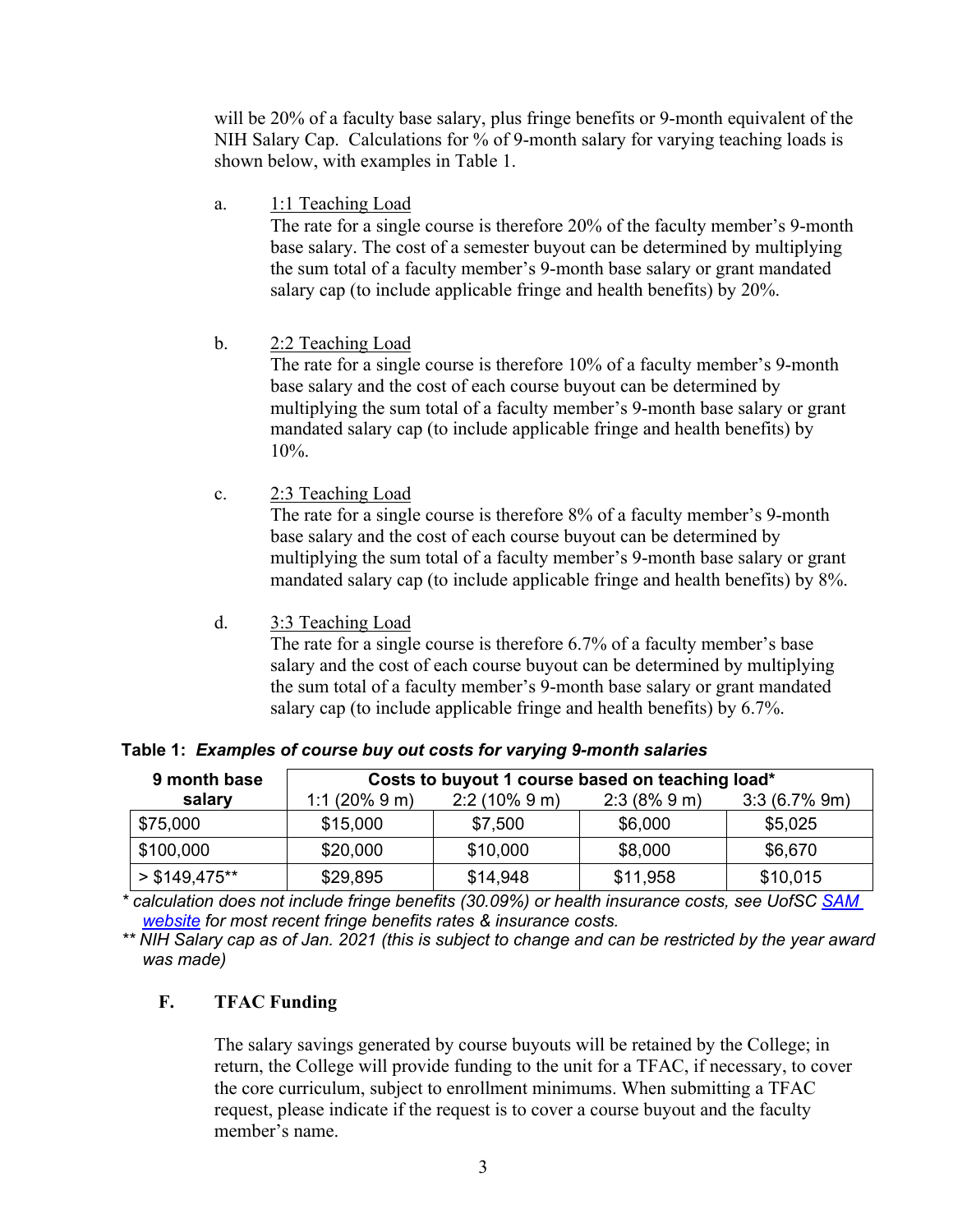will be 20% of a faculty base salary, plus fringe benefits or 9-month equivalent of the NIH Salary Cap. Calculations for % of 9-month salary for varying teaching loads is shown below, with examples in Table 1.

a. 1:1 Teaching Load
The rate for a single course is therefore 20% of the faculty member's 9-month base salary. The cost of a semester buyout can be determined by multiplying the sum total of a faculty member's 9-month base salary or grant mandated salary cap (to include applicable fringe and health benefits) by 20%.

b. 2:2 Teaching Load
The rate for a single course is therefore 10% of a faculty member's 9-month base salary and the cost of each course buyout can be determined by multiplying the sum total of a faculty member's 9-month base salary or grant mandated salary cap (to include applicable fringe and health benefits) by 10%.

c. 2:3 Teaching Load
The rate for a single course is therefore 8% of a faculty member's 9-month base salary and the cost of each course buyout can be determined by multiplying the sum total of a faculty member's 9-month base salary or grant mandated salary cap (to include applicable fringe and health benefits) by 8%.

d. 3:3 Teaching Load
The rate for a single course is therefore 6.7% of a faculty member's base salary and the cost of each course buyout can be determined by multiplying the sum total of a faculty member's 9-month base salary or grant mandated salary cap (to include applicable fringe and health benefits) by 6.7%.

**Table 1:** ***Examples of course buy out costs for varying 9-month salaries***

| 9 month base salary | Costs to buyout 1 course based on teaching load* | | | |
|---|---|---|---|---|
| | 1:1 (20% 9 m) | 2:2 (10% 9 m) | 2:3 (8% 9 m) | 3:3 (6.7% 9m) |
| $75,000 | $15,000 | $7,500 | $6,000 | $5,025 |
| $100,000 | $20,000 | $10,000 | $8,000 | $6,670 |
| > $149,475** | $29,895 | $14,948 | $11,958 | $10,015 |

*\* calculation does not include fringe benefits (30.09%) or health insurance costs, see UofSC SAM website for most recent fringe benefits rates & insurance costs.*

*\*\* NIH Salary cap as of Jan. 2021 (this is subject to change and can be restricted by the year award was made)*

## F. TFAC Funding

The salary savings generated by course buyouts will be retained by the College; in return, the College will provide funding to the unit for a TFAC, if necessary, to cover the core curriculum, subject to enrollment minimums. When submitting a TFAC request, please indicate if the request is to cover a course buyout and the faculty member's name.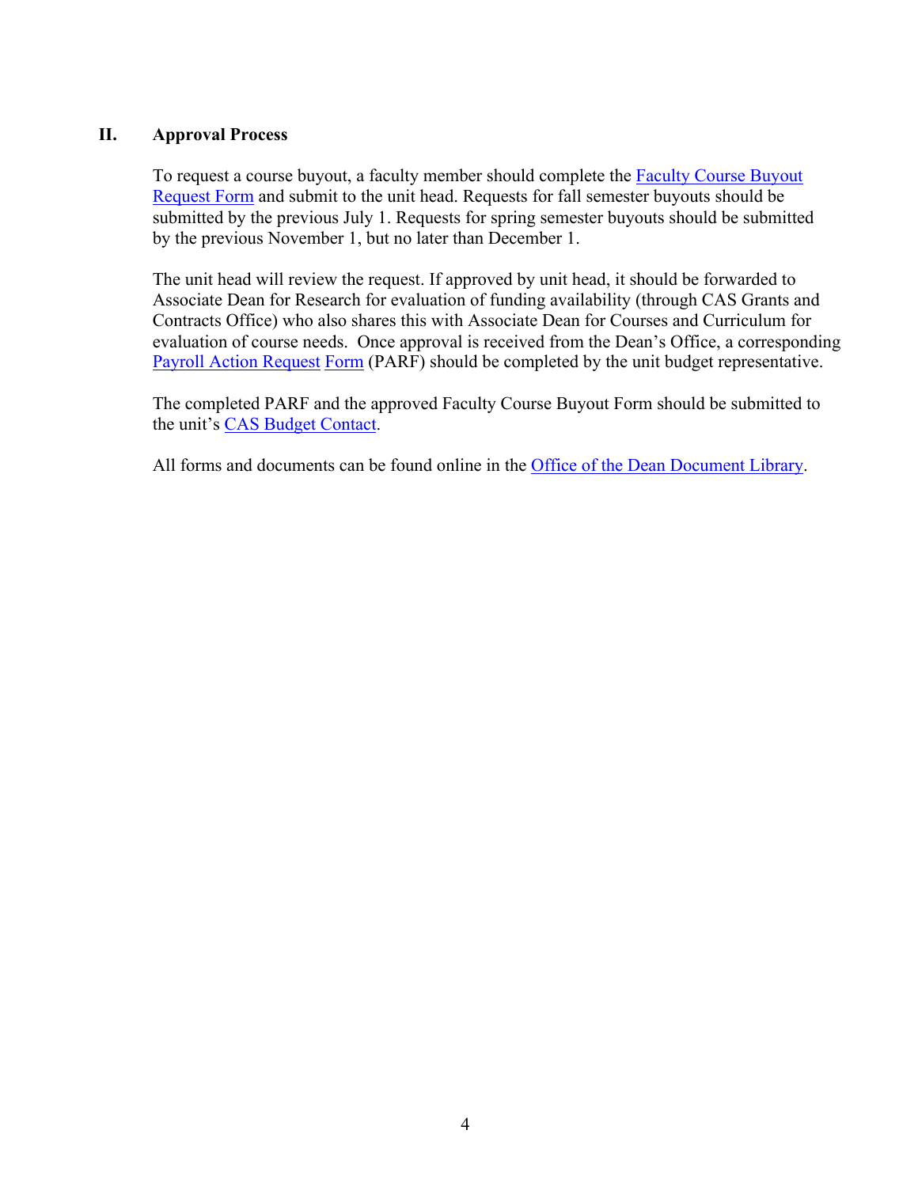## II. Approval Process

To request a course buyout, a faculty member should complete the Faculty Course Buyout Request Form and submit to the unit head. Requests for fall semester buyouts should be submitted by the previous July 1. Requests for spring semester buyouts should be submitted by the previous November 1, but no later than December 1.

The unit head will review the request. If approved by unit head, it should be forwarded to Associate Dean for Research for evaluation of funding availability (through CAS Grants and Contracts Office) who also shares this with Associate Dean for Courses and Curriculum for evaluation of course needs. Once approval is received from the Dean's Office, a corresponding Payroll Action Request Form (PARF) should be completed by the unit budget representative.

The completed PARF and the approved Faculty Course Buyout Form should be submitted to the unit's CAS Budget Contact.

All forms and documents can be found online in the Office of the Dean Document Library.